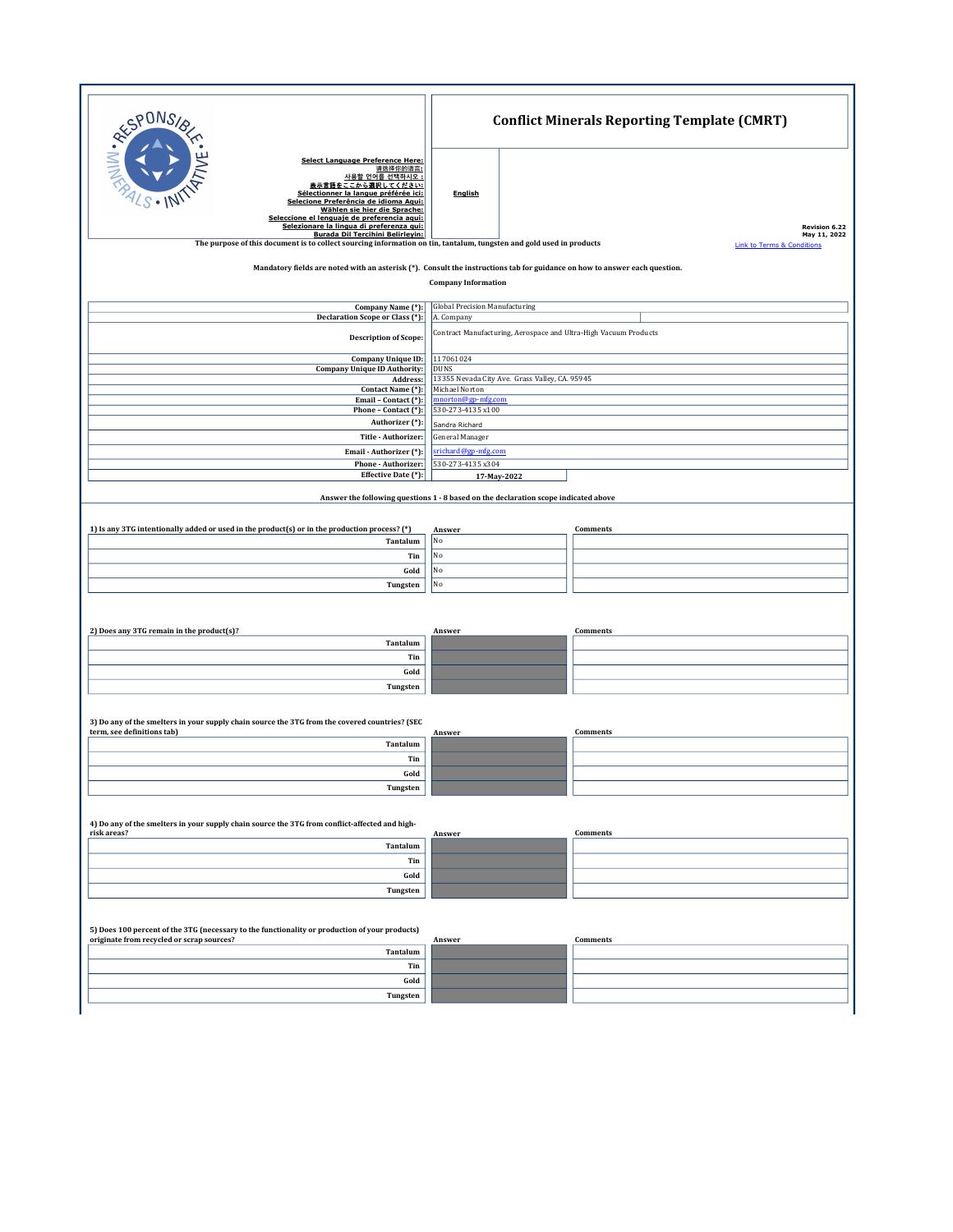Select Language Preference Here:
请选择你的语言:
사용할 언어를 선택하시오 :
表示言語をここから選択してください:
Sélectionner la langue préférée ici:
Selecione Preferência de idioma Aqui:
Wählen sie hier die Sprache:
Seleccione el lenguaje de preferencia aqui:
Selezionare la lingua di preferenza qui:
Burada Dil Tercihini Belirleyin:

**English**

# Conflict Minerals Reporting Template (CMRT)

Revision 6.22
May 11, 2022

Link to Terms & Conditions

The purpose of this document is to collect sourcing information on tin, tantalum, tungsten and gold used in products

Mandatory fields are noted with an asterisk (*). Consult the instructions tab for guidance on how to answer each question.

**Company Information**

| Field | Value |
|---|---|
| Company Name (*): | Global Precision Manufacturing |
| Declaration Scope or Class (*): | A. Company |
| Description of Scope: | Contract Manufacturing, Aerospace and Ultra-High Vacuum Products |
| Company Unique ID: | 117061024 |
| Company Unique ID Authority: | DUNS |
| Address: | 13355 Nevada City Ave. Grass Valley, CA. 95945 |
| Contact Name (*): | Michael Norton |
| Email – Contact (*): | mnorton@gp-mfg.com |
| Phone – Contact (*): | 530-273-4135 x100 |
| Authorizer (*): | Sandra Richard |
| Title - Authorizer: | General Manager |
| Email - Authorizer (*): | srichard@gp-mfg.com |
| Phone - Authorizer: | 530-273-4135 x304 |
| Effective Date (*): | 17-May-2022 |

**Answer the following questions 1 - 8 based on the declaration scope indicated above**

| 1) Is any 3TG intentionally added or used in the product(s) or in the production process? (*) | Answer | Comments |
|---|---|---|
| Tantalum | No | |
| Tin | No | |
| Gold | No | |
| Tungsten | No | |

| 2) Does any 3TG remain in the product(s)? | Answer | Comments |
|---|---|---|
| Tantalum | | |
| Tin | | |
| Gold | | |
| Tungsten | | |

| 3) Do any of the smelters in your supply chain source the 3TG from the covered countries? (SEC term, see definitions tab) | Answer | Comments |
|---|---|---|
| Tantalum | | |
| Tin | | |
| Gold | | |
| Tungsten | | |

| 4) Do any of the smelters in your supply chain source the 3TG from conflict-affected and high-risk areas? | Answer | Comments |
|---|---|---|
| Tantalum | | |
| Tin | | |
| Gold | | |
| Tungsten | | |

| 5) Does 100 percent of the 3TG (necessary to the functionality or production of your products) originate from recycled or scrap sources? | Answer | Comments |
|---|---|---|
| Tantalum | | |
| Tin | | |
| Gold | | |
| Tungsten | | |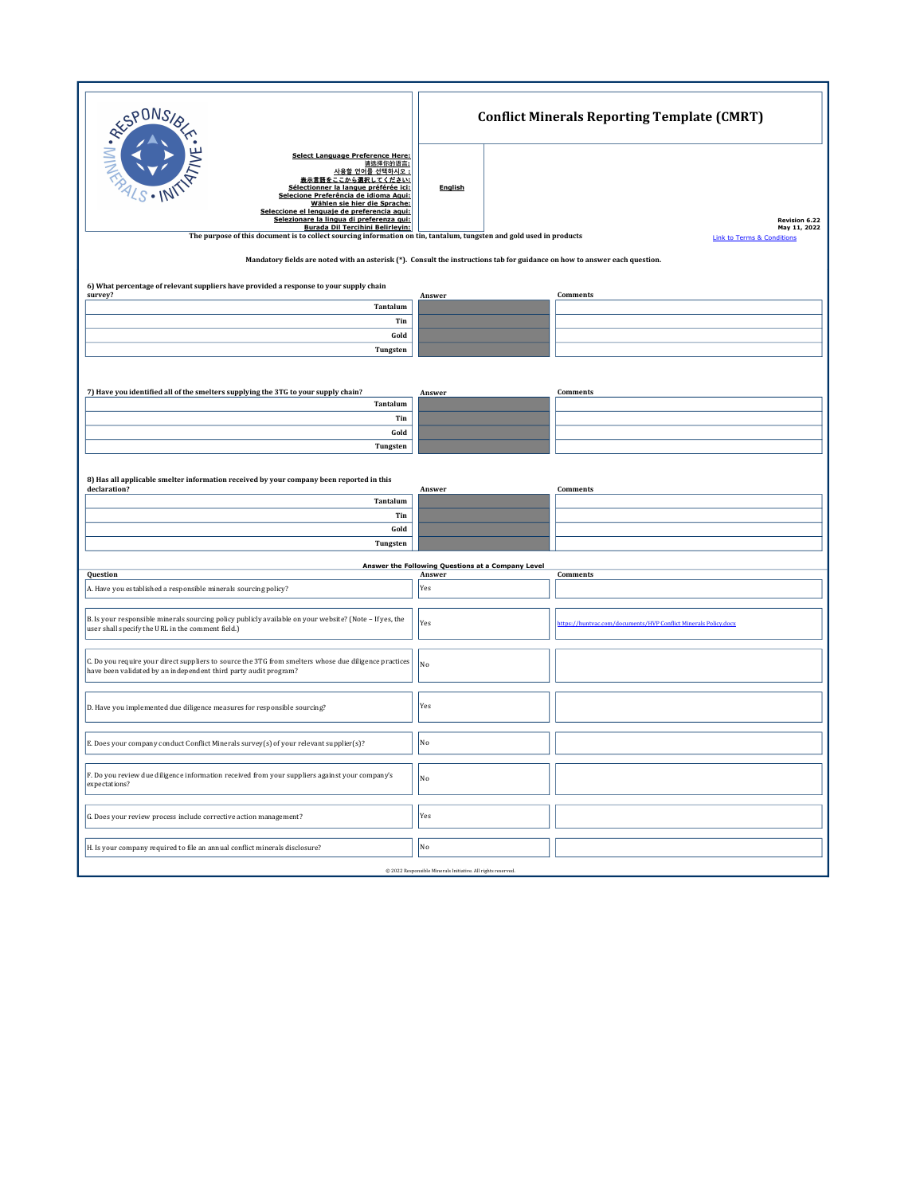Select Language Preference Here:
请选择你的语言:
사용할 언어를 선택하시오 :
表示言語をここから選択してください:
Sélectionner la langue préférée ici:
Selecione Preferência de idioma Aqui:
Wählen sie hier die Sprache:
Seleccione el lenguaje de preferencia aqui:
Selezionare la lingua di preferenza qui:
Burada Dil Tercihini Belirleyin:

English

# Conflict Minerals Reporting Template (CMRT)

Revision 6.22
May 11, 2022

The purpose of this document is to collect sourcing information on tin, tantalum, tungsten and gold used in products

Link to Terms & Conditions

Mandatory fields are noted with an asterisk (*). Consult the instructions tab for guidance on how to answer each question.

| 6) What percentage of relevant suppliers have provided a response to your supply chain survey? | Answer | Comments |
|---|---|---|
| Tantalum | | |
| Tin | | |
| Gold | | |
| Tungsten | | |

| 7) Have you identified all of the smelters supplying the 3TG to your supply chain? | Answer | Comments |
|---|---|---|
| Tantalum | | |
| Tin | | |
| Gold | | |
| Tungsten | | |

| 8) Has all applicable smelter information received by your company been reported in this declaration? | Answer | Comments |
|---|---|---|
| Tantalum | | |
| Tin | | |
| Gold | | |
| Tungsten | | |

**Answer the Following Questions at a Company Level**

| Question | Answer | Comments |
|---|---|---|
| A. Have you established a responsible minerals sourcing policy? | Yes | |
| B. Is your responsible minerals sourcing policy publicly available on your website? (Note – If yes, the user shall specify the URL in the comment field.) | Yes | https://huntvac.com/documents/HVP Conflict Minerals Policy.docx |
| C. Do you require your direct suppliers to source the 3TG from smelters whose due diligence practices have been validated by an independent third party audit program? | No | |
| D. Have you implemented due diligence measures for responsible sourcing? | Yes | |
| E. Does your company conduct Conflict Minerals survey(s) of your relevant supplier(s)? | No | |
| F. Do you review due diligence information received from your suppliers against your company's expectations? | No | |
| G. Does your review process include corrective action management? | Yes | |
| H. Is your company required to file an annual conflict minerals disclosure? | No | |

© 2022 Responsible Minerals Initiative. All rights reserved.